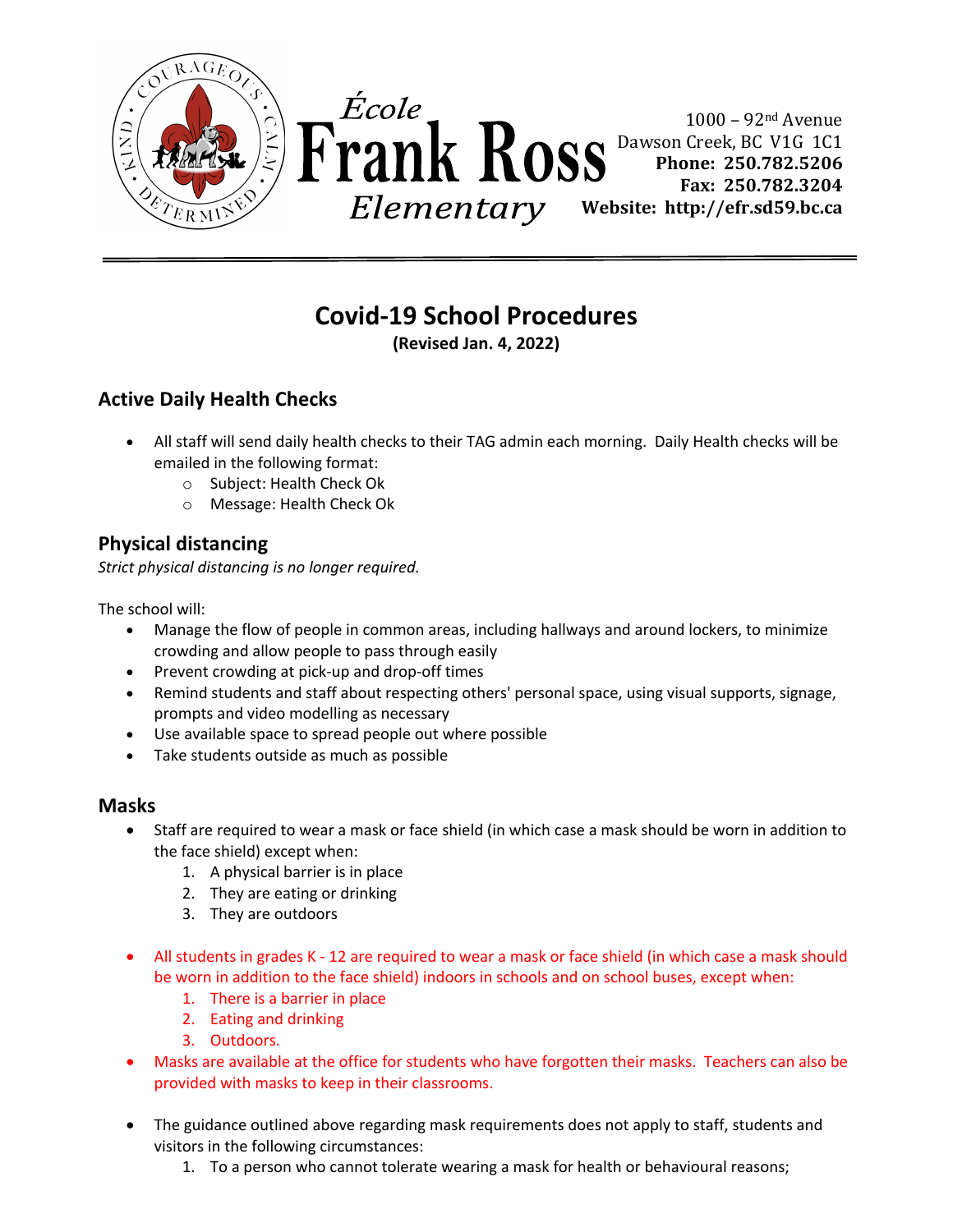École
# Frank Ross
Elementary

1000 – 92nd Avenue
Dawson Creek, BC V1G 1C1
**Phone: 250.782.5206**
**Fax: 250.782.3204**
**Website: http://efr.sd59.bc.ca**

---

# Covid-19 School Procedures

**(Revised Jan. 4, 2022)**

## Active Daily Health Checks

- All staff will send daily health checks to their TAG admin each morning. Daily Health checks will be emailed in the following format:
    - Subject: Health Check Ok
    - Message: Health Check Ok

## Physical distancing

*Strict physical distancing is no longer required.*

The school will:

- Manage the flow of people in common areas, including hallways and around lockers, to minimize crowding and allow people to pass through easily
- Prevent crowding at pick-up and drop-off times
- Remind students and staff about respecting others' personal space, using visual supports, signage, prompts and video modelling as necessary
- Use available space to spread people out where possible
- Take students outside as much as possible

## Masks

- Staff are required to wear a mask or face shield (in which case a mask should be worn in addition to the face shield) except when:
    1. A physical barrier is in place
    2. They are eating or drinking
    3. They are outdoors

- All students in grades K - 12 are required to wear a mask or face shield (in which case a mask should be worn in addition to the face shield) indoors in schools and on school buses, except when:
    1. There is a barrier in place
    2. Eating and drinking
    3. Outdoors.
- Masks are available at the office for students who have forgotten their masks. Teachers can also be provided with masks to keep in their classrooms.

- The guidance outlined above regarding mask requirements does not apply to staff, students and visitors in the following circumstances:
    1. To a person who cannot tolerate wearing a mask for health or behavioural reasons;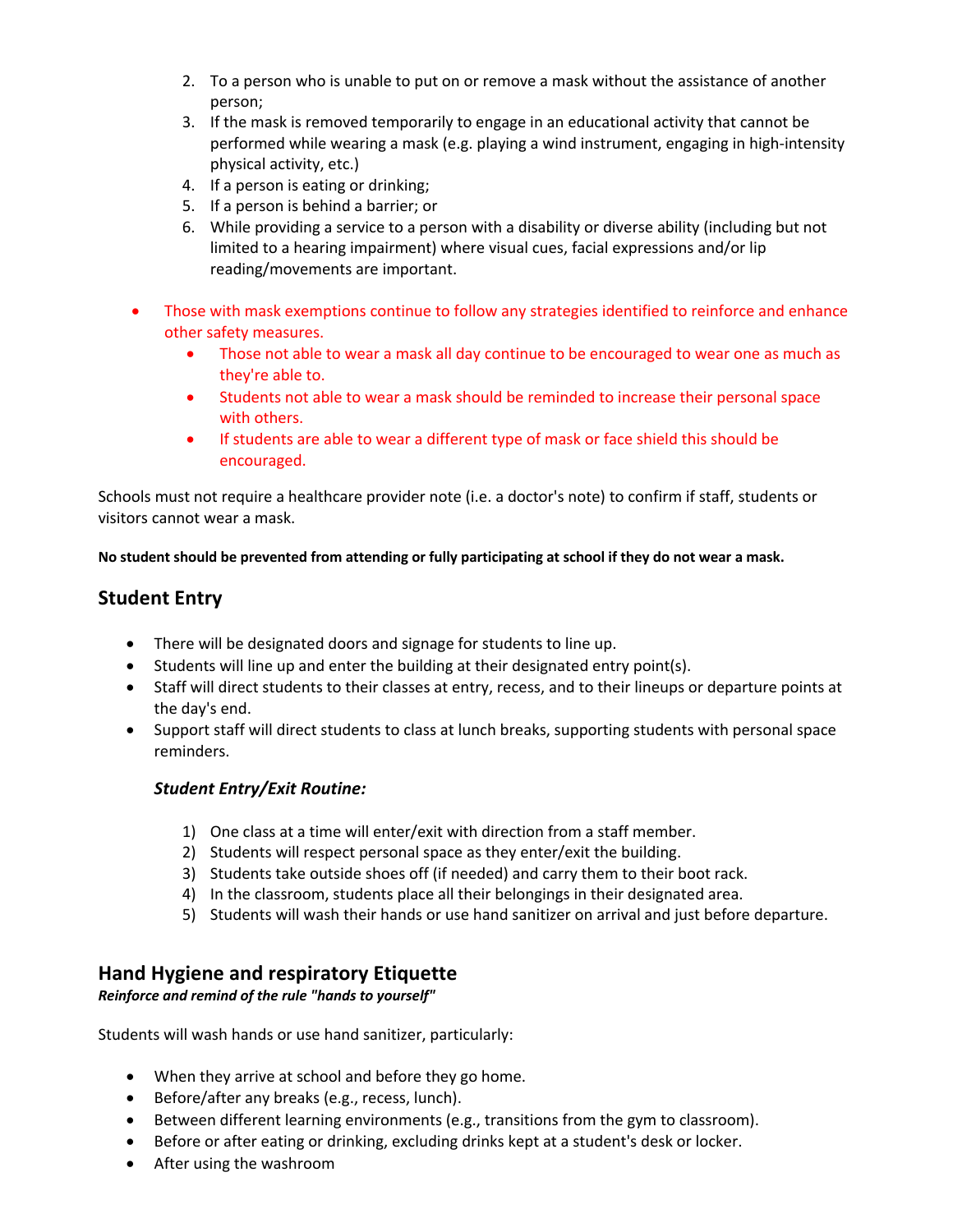2. To a person who is unable to put on or remove a mask without the assistance of another person;
3. If the mask is removed temporarily to engage in an educational activity that cannot be performed while wearing a mask (e.g. playing a wind instrument, engaging in high-intensity physical activity, etc.)
4. If a person is eating or drinking;
5. If a person is behind a barrier; or
6. While providing a service to a person with a disability or diverse ability (including but not limited to a hearing impairment) where visual cues, facial expressions and/or lip reading/movements are important.

- Those with mask exemptions continue to follow any strategies identified to reinforce and enhance other safety measures.
    - Those not able to wear a mask all day continue to be encouraged to wear one as much as they're able to.
    - Students not able to wear a mask should be reminded to increase their personal space with others.
    - If students are able to wear a different type of mask or face shield this should be encouraged.

Schools must not require a healthcare provider note (i.e. a doctor's note) to confirm if staff, students or visitors cannot wear a mask.

**No student should be prevented from attending or fully participating at school if they do not wear a mask.**

## Student Entry

- There will be designated doors and signage for students to line up.
- Students will line up and enter the building at their designated entry point(s).
- Staff will direct students to their classes at entry, recess, and to their lineups or departure points at the day's end.
- Support staff will direct students to class at lunch breaks, supporting students with personal space reminders.

### *Student Entry/Exit Routine:*

1) One class at a time will enter/exit with direction from a staff member.
2) Students will respect personal space as they enter/exit the building.
3) Students take outside shoes off (if needed) and carry them to their boot rack.
4) In the classroom, students place all their belongings in their designated area.
5) Students will wash their hands or use hand sanitizer on arrival and just before departure.

## Hand Hygiene and respiratory Etiquette

***Reinforce and remind of the rule "hands to yourself"***

Students will wash hands or use hand sanitizer, particularly:

- When they arrive at school and before they go home.
- Before/after any breaks (e.g., recess, lunch).
- Between different learning environments (e.g., transitions from the gym to classroom).
- Before or after eating or drinking, excluding drinks kept at a student's desk or locker.
- After using the washroom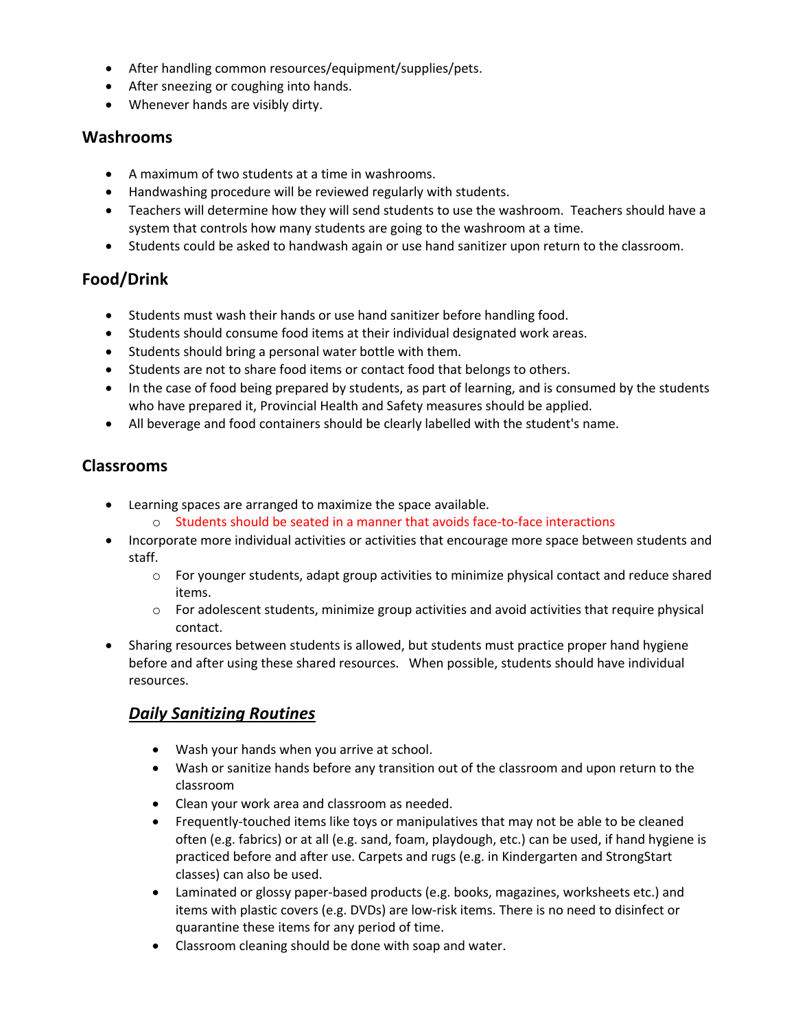- After handling common resources/equipment/supplies/pets.
- After sneezing or coughing into hands.
- Whenever hands are visibly dirty.

## Washrooms

- A maximum of two students at a time in washrooms.
- Handwashing procedure will be reviewed regularly with students.
- Teachers will determine how they will send students to use the washroom. Teachers should have a system that controls how many students are going to the washroom at a time.
- Students could be asked to handwash again or use hand sanitizer upon return to the classroom.

## Food/Drink

- Students must wash their hands or use hand sanitizer before handling food.
- Students should consume food items at their individual designated work areas.
- Students should bring a personal water bottle with them.
- Students are not to share food items or contact food that belongs to others.
- In the case of food being prepared by students, as part of learning, and is consumed by the students who have prepared it, Provincial Health and Safety measures should be applied.
- All beverage and food containers should be clearly labelled with the student's name.

## Classrooms

- Learning spaces are arranged to maximize the space available.
  - Students should be seated in a manner that avoids face-to-face interactions
- Incorporate more individual activities or activities that encourage more space between students and staff.
  - For younger students, adapt group activities to minimize physical contact and reduce shared items.
  - For adolescent students, minimize group activities and avoid activities that require physical contact.
- Sharing resources between students is allowed, but students must practice proper hand hygiene before and after using these shared resources. When possible, students should have individual resources.

### ***Daily Sanitizing Routines***

- Wash your hands when you arrive at school.
- Wash or sanitize hands before any transition out of the classroom and upon return to the classroom
- Clean your work area and classroom as needed.
- Frequently-touched items like toys or manipulatives that may not be able to be cleaned often (e.g. fabrics) or at all (e.g. sand, foam, playdough, etc.) can be used, if hand hygiene is practiced before and after use. Carpets and rugs (e.g. in Kindergarten and StrongStart classes) can also be used.
- Laminated or glossy paper-based products (e.g. books, magazines, worksheets etc.) and items with plastic covers (e.g. DVDs) are low-risk items. There is no need to disinfect or quarantine these items for any period of time.
- Classroom cleaning should be done with soap and water.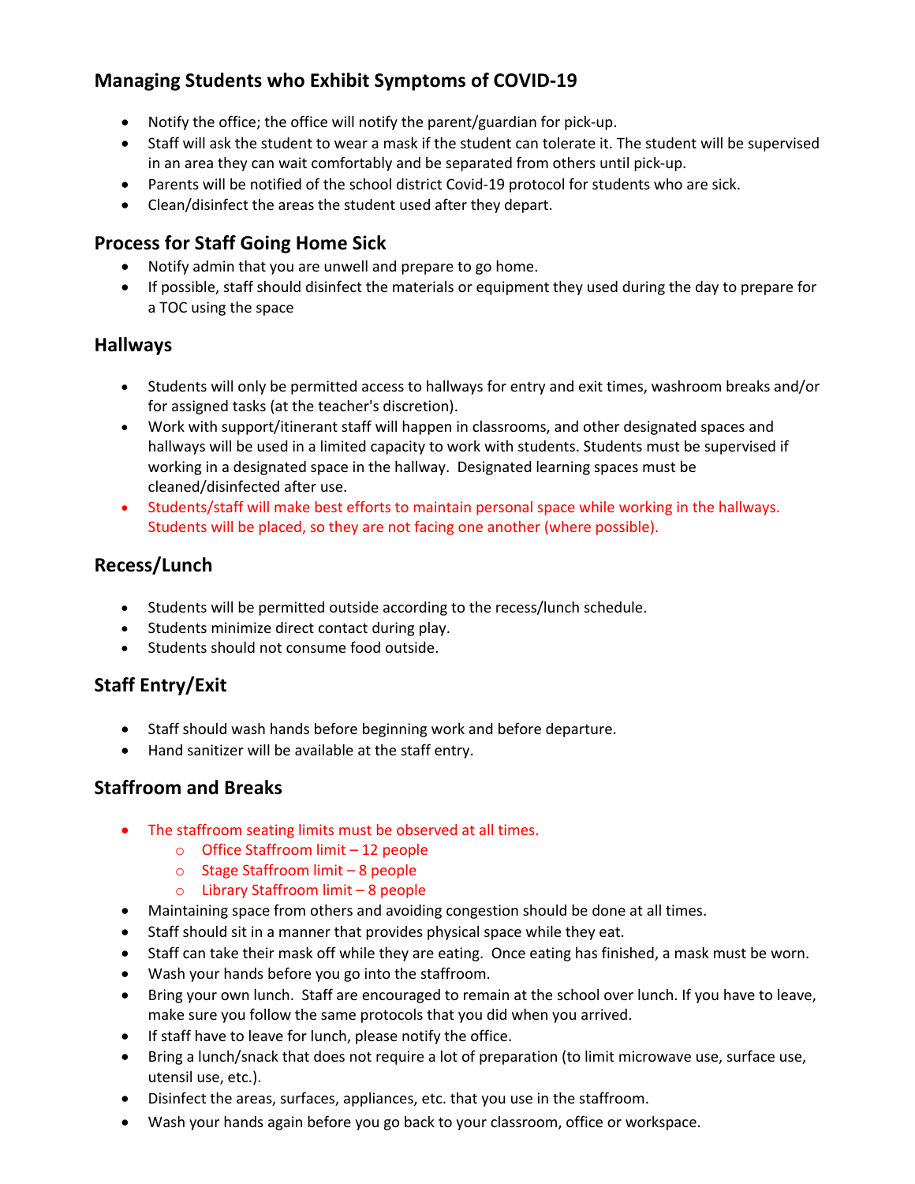## Managing Students who Exhibit Symptoms of COVID-19

- Notify the office; the office will notify the parent/guardian for pick-up.
- Staff will ask the student to wear a mask if the student can tolerate it. The student will be supervised in an area they can wait comfortably and be separated from others until pick-up.
- Parents will be notified of the school district Covid-19 protocol for students who are sick.
- Clean/disinfect the areas the student used after they depart.

## Process for Staff Going Home Sick

- Notify admin that you are unwell and prepare to go home.
- If possible, staff should disinfect the materials or equipment they used during the day to prepare for a TOC using the space

## Hallways

- Students will only be permitted access to hallways for entry and exit times, washroom breaks and/or for assigned tasks (at the teacher's discretion).
- Work with support/itinerant staff will happen in classrooms, and other designated spaces and hallways will be used in a limited capacity to work with students. Students must be supervised if working in a designated space in the hallway. Designated learning spaces must be cleaned/disinfected after use.
- Students/staff will make best efforts to maintain personal space while working in the hallways. Students will be placed, so they are not facing one another (where possible).

## Recess/Lunch

- Students will be permitted outside according to the recess/lunch schedule.
- Students minimize direct contact during play.
- Students should not consume food outside.

## Staff Entry/Exit

- Staff should wash hands before beginning work and before departure.
- Hand sanitizer will be available at the staff entry.

## Staffroom and Breaks

- The staffroom seating limits must be observed at all times.
  - Office Staffroom limit – 12 people
  - Stage Staffroom limit – 8 people
  - Library Staffroom limit – 8 people
- Maintaining space from others and avoiding congestion should be done at all times.
- Staff should sit in a manner that provides physical space while they eat.
- Staff can take their mask off while they are eating. Once eating has finished, a mask must be worn.
- Wash your hands before you go into the staffroom.
- Bring your own lunch. Staff are encouraged to remain at the school over lunch. If you have to leave, make sure you follow the same protocols that you did when you arrived.
- If staff have to leave for lunch, please notify the office.
- Bring a lunch/snack that does not require a lot of preparation (to limit microwave use, surface use, utensil use, etc.).
- Disinfect the areas, surfaces, appliances, etc. that you use in the staffroom.
- Wash your hands again before you go back to your classroom, office or workspace.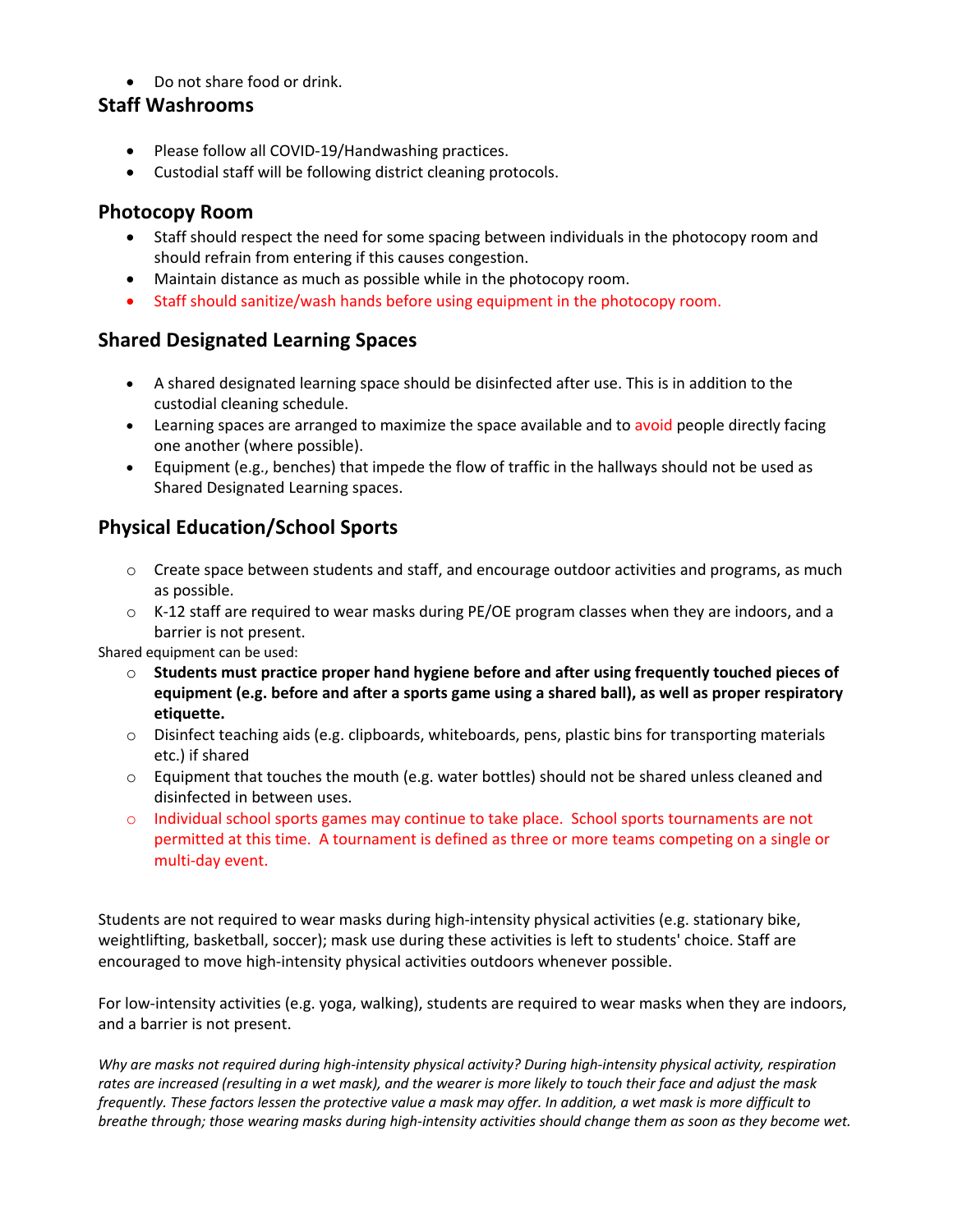- Do not share food or drink.

## Staff Washrooms

- Please follow all COVID-19/Handwashing practices.
- Custodial staff will be following district cleaning protocols.

## Photocopy Room

- Staff should respect the need for some spacing between individuals in the photocopy room and should refrain from entering if this causes congestion.
- Maintain distance as much as possible while in the photocopy room.
- Staff should sanitize/wash hands before using equipment in the photocopy room.

## Shared Designated Learning Spaces

- A shared designated learning space should be disinfected after use. This is in addition to the custodial cleaning schedule.
- Learning spaces are arranged to maximize the space available and to avoid people directly facing one another (where possible).
- Equipment (e.g., benches) that impede the flow of traffic in the hallways should not be used as Shared Designated Learning spaces.

## Physical Education/School Sports

- Create space between students and staff, and encourage outdoor activities and programs, as much as possible.
- K-12 staff are required to wear masks during PE/OE program classes when they are indoors, and a barrier is not present.

Shared equipment can be used:

- **Students must practice proper hand hygiene before and after using frequently touched pieces of equipment (e.g. before and after a sports game using a shared ball), as well as proper respiratory etiquette.**
- Disinfect teaching aids (e.g. clipboards, whiteboards, pens, plastic bins for transporting materials etc.) if shared
- Equipment that touches the mouth (e.g. water bottles) should not be shared unless cleaned and disinfected in between uses.
- Individual school sports games may continue to take place. School sports tournaments are not permitted at this time. A tournament is defined as three or more teams competing on a single or multi-day event.

Students are not required to wear masks during high-intensity physical activities (e.g. stationary bike, weightlifting, basketball, soccer); mask use during these activities is left to students' choice. Staff are encouraged to move high-intensity physical activities outdoors whenever possible.

For low-intensity activities (e.g. yoga, walking), students are required to wear masks when they are indoors, and a barrier is not present.

*Why are masks not required during high-intensity physical activity? During high-intensity physical activity, respiration rates are increased (resulting in a wet mask), and the wearer is more likely to touch their face and adjust the mask frequently. These factors lessen the protective value a mask may offer. In addition, a wet mask is more difficult to breathe through; those wearing masks during high-intensity activities should change them as soon as they become wet.*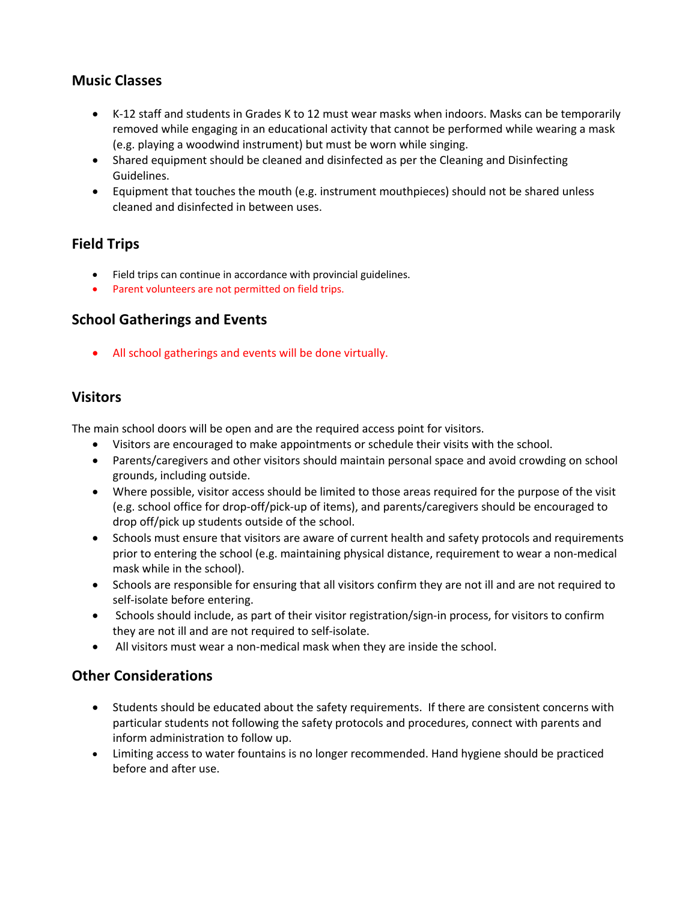## Music Classes

- K-12 staff and students in Grades K to 12 must wear masks when indoors. Masks can be temporarily removed while engaging in an educational activity that cannot be performed while wearing a mask (e.g. playing a woodwind instrument) but must be worn while singing.
- Shared equipment should be cleaned and disinfected as per the Cleaning and Disinfecting Guidelines.
- Equipment that touches the mouth (e.g. instrument mouthpieces) should not be shared unless cleaned and disinfected in between uses.

## Field Trips

- Field trips can continue in accordance with provincial guidelines.
- Parent volunteers are not permitted on field trips.

## School Gatherings and Events

- All school gatherings and events will be done virtually.

## Visitors

The main school doors will be open and are the required access point for visitors.

- Visitors are encouraged to make appointments or schedule their visits with the school.
- Parents/caregivers and other visitors should maintain personal space and avoid crowding on school grounds, including outside.
- Where possible, visitor access should be limited to those areas required for the purpose of the visit (e.g. school office for drop-off/pick-up of items), and parents/caregivers should be encouraged to drop off/pick up students outside of the school.
- Schools must ensure that visitors are aware of current health and safety protocols and requirements prior to entering the school (e.g. maintaining physical distance, requirement to wear a non-medical mask while in the school).
- Schools are responsible for ensuring that all visitors confirm they are not ill and are not required to self-isolate before entering.
- Schools should include, as part of their visitor registration/sign-in process, for visitors to confirm they are not ill and are not required to self-isolate.
- All visitors must wear a non-medical mask when they are inside the school.

## Other Considerations

- Students should be educated about the safety requirements. If there are consistent concerns with particular students not following the safety protocols and procedures, connect with parents and inform administration to follow up.
- Limiting access to water fountains is no longer recommended. Hand hygiene should be practiced before and after use.